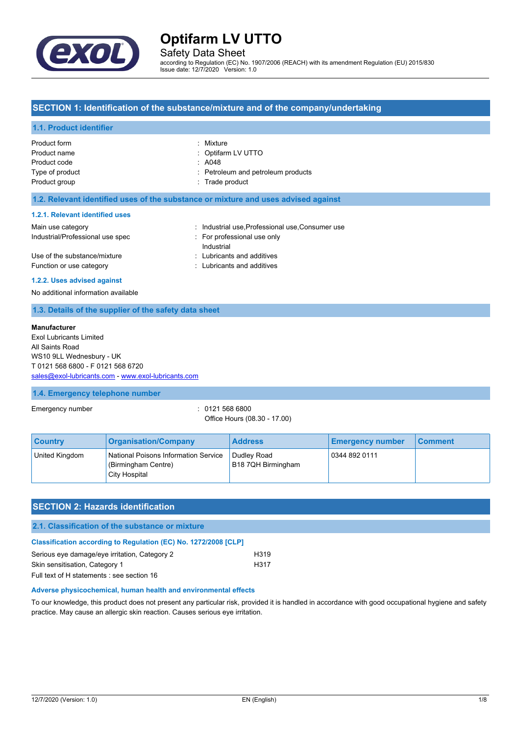# Optifarm LV UTTO

Safety Data Sheet

according to Regulation (EC) No. 1907/2006 (REACH) with its amendment Regulation (EU) 2015/830

Issue date: 12/7/2020 Version: 1.0

## SECTION 1: Identification of the substance/mixture and of the company/undertaking

### 1.1. Product identifier

| | |
|---|---|
| Product form | : Mixture |
| Product name | : Optifarm LV UTTO |
| Product code | : A048 |
| Type of product | : Petroleum and petroleum products |
| Product group | : Trade product |

### 1.2. Relevant identified uses of the substance or mixture and uses advised against

#### 1.2.1. Relevant identified uses

| | |
|---|---|
| Main use category | : Industrial use,Professional use,Consumer use |
| Industrial/Professional use spec | : For professional use only<br>Industrial |
| Use of the substance/mixture | : Lubricants and additives |
| Function or use category | : Lubricants and additives |

#### 1.2.2. Uses advised against

No additional information available

### 1.3. Details of the supplier of the safety data sheet

**Manufacturer**

Exol Lubricants Limited
All Saints Road
WS10 9LL Wednesbury - UK
T 0121 568 6800 - F 0121 568 6720
sales@exol-lubricants.com - www.exol-lubricants.com

### 1.4. Emergency telephone number

Emergency number : 0121 568 6800
Office Hours (08.30 - 17.00)

| Country | Organisation/Company | Address | Emergency number | Comment |
|---|---|---|---|---|
| United Kingdom | National Poisons Information Service (Birmingham Centre)<br>City Hospital | Dudley Road<br>B18 7QH Birmingham | 0344 892 0111 | |

## SECTION 2: Hazards identification

### 2.1. Classification of the substance or mixture

#### Classification according to Regulation (EC) No. 1272/2008 [CLP]

| | |
|---|---|
| Serious eye damage/eye irritation, Category 2 | H319 |
| Skin sensitisation, Category 1 | H317 |

Full text of H statements : see section 16

#### Adverse physicochemical, human health and environmental effects

To our knowledge, this product does not present any particular risk, provided it is handled in accordance with good occupational hygiene and safety practice. May cause an allergic skin reaction. Causes serious eye irritation.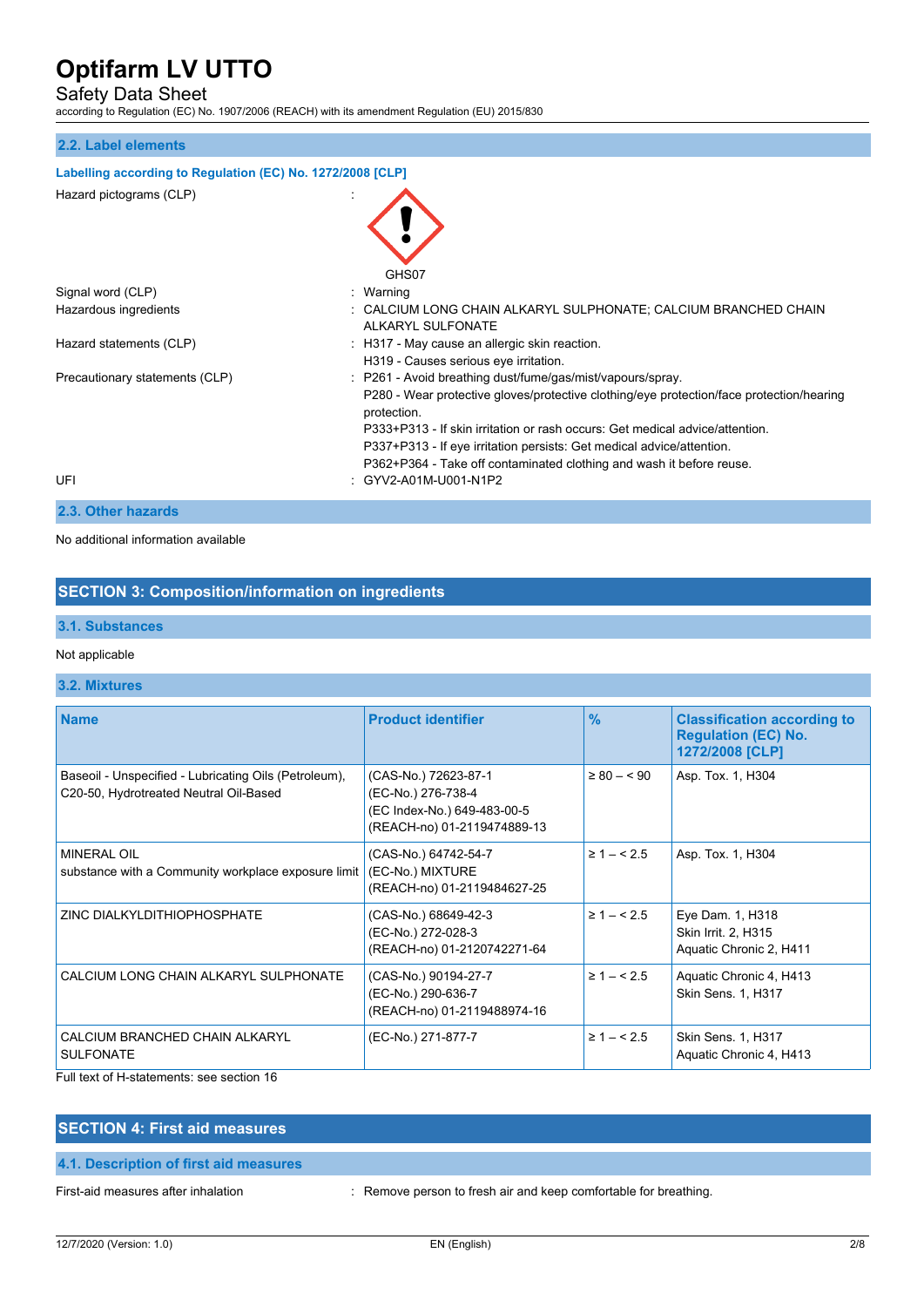### 2.2. Label elements

**Labelling according to Regulation (EC) No. 1272/2008 [CLP]**

Hazard pictograms (CLP) :

GHS07

Signal word (CLP) : Warning

Hazardous ingredients : CALCIUM LONG CHAIN ALKARYL SULPHONATE; CALCIUM BRANCHED CHAIN ALKARYL SULFONATE

Hazard statements (CLP) : H317 - May cause an allergic skin reaction.
H319 - Causes serious eye irritation.

Precautionary statements (CLP) : P261 - Avoid breathing dust/fume/gas/mist/vapours/spray.
P280 - Wear protective gloves/protective clothing/eye protection/face protection/hearing protection.
P333+P313 - If skin irritation or rash occurs: Get medical advice/attention.
P337+P313 - If eye irritation persists: Get medical advice/attention.
P362+P364 - Take off contaminated clothing and wash it before reuse.

UFI : GYV2-A01M-U001-N1P2

### 2.3. Other hazards

No additional information available

## SECTION 3: Composition/information on ingredients

### 3.1. Substances

Not applicable

### 3.2. Mixtures

| Name | Product identifier | % | Classification according to Regulation (EC) No. 1272/2008 [CLP] |
|---|---|---|---|
| Baseoil - Unspecified - Lubricating Oils (Petroleum), C20-50, Hydrotreated Neutral Oil-Based | (CAS-No.) 72623-87-1<br>(EC-No.) 276-738-4<br>(EC Index-No.) 649-483-00-5<br>(REACH-no) 01-2119474889-13 | ≥ 80 – < 90 | Asp. Tox. 1, H304 |
| MINERAL OIL<br>substance with a Community workplace exposure limit | (CAS-No.) 64742-54-7<br>(EC-No.) MIXTURE<br>(REACH-no) 01-2119484627-25 | ≥ 1 – < 2.5 | Asp. Tox. 1, H304 |
| ZINC DIALKYLDITHIOPHOSPHATE | (CAS-No.) 68649-42-3<br>(EC-No.) 272-028-3<br>(REACH-no) 01-2120742271-64 | ≥ 1 – < 2.5 | Eye Dam. 1, H318<br>Skin Irrit. 2, H315<br>Aquatic Chronic 2, H411 |
| CALCIUM LONG CHAIN ALKARYL SULPHONATE | (CAS-No.) 90194-27-7<br>(EC-No.) 290-636-7<br>(REACH-no) 01-2119488974-16 | ≥ 1 – < 2.5 | Aquatic Chronic 4, H413<br>Skin Sens. 1, H317 |
| CALCIUM BRANCHED CHAIN ALKARYL SULFONATE | (EC-No.) 271-877-7 | ≥ 1 – < 2.5 | Skin Sens. 1, H317<br>Aquatic Chronic 4, H413 |

Full text of H-statements: see section 16

## SECTION 4: First aid measures

### 4.1. Description of first aid measures

First-aid measures after inhalation : Remove person to fresh air and keep comfortable for breathing.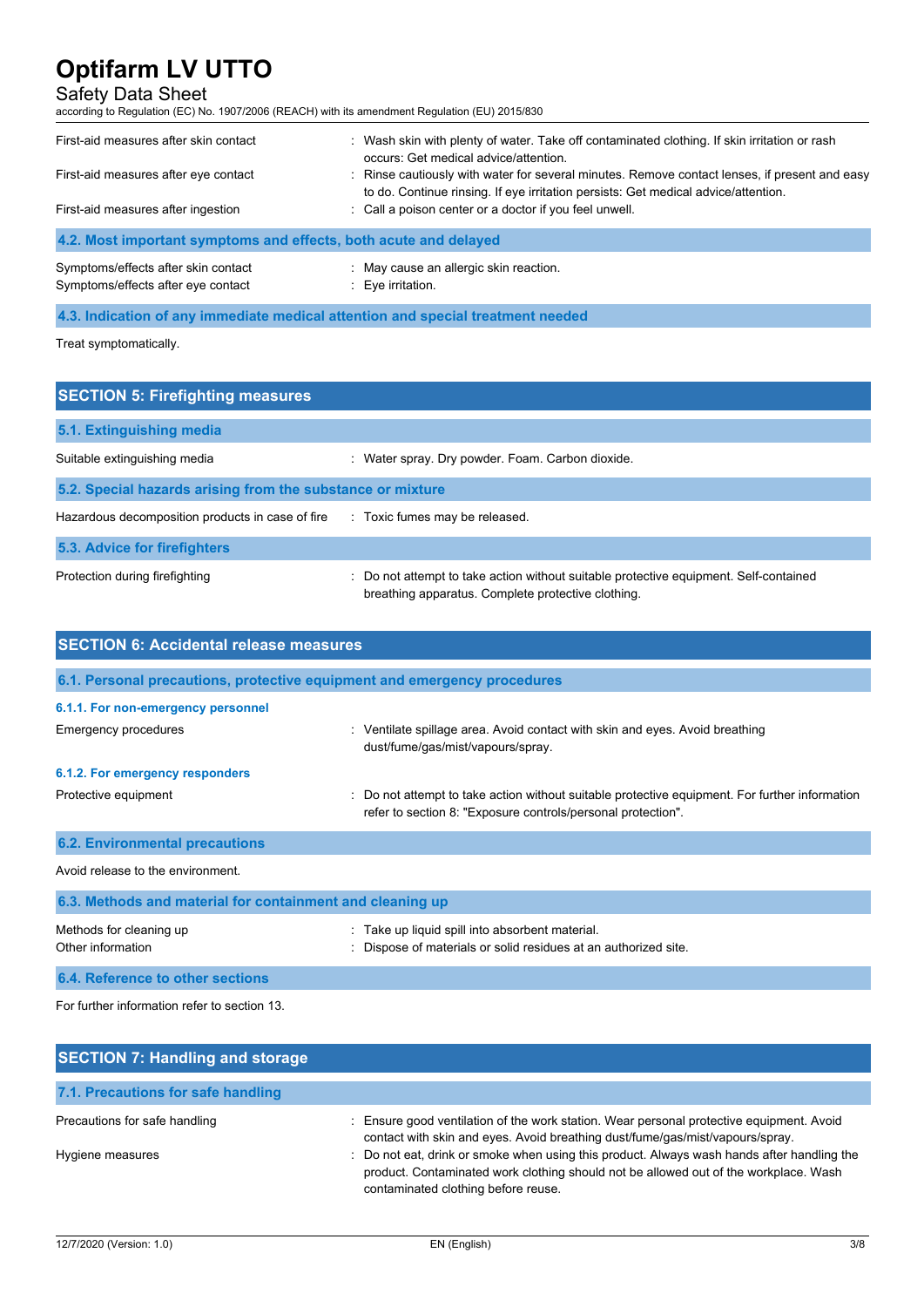| | |
|---|---|
| First-aid measures after skin contact | : Wash skin with plenty of water. Take off contaminated clothing. If skin irritation or rash occurs: Get medical advice/attention. |
| First-aid measures after eye contact | : Rinse cautiously with water for several minutes. Remove contact lenses, if present and easy to do. Continue rinsing. If eye irritation persists: Get medical advice/attention. |
| First-aid measures after ingestion | : Call a poison center or a doctor if you feel unwell. |

### 4.2. Most important symptoms and effects, both acute and delayed

| | |
|---|---|
| Symptoms/effects after skin contact | : May cause an allergic skin reaction. |
| Symptoms/effects after eye contact | : Eye irritation. |

### 4.3. Indication of any immediate medical attention and special treatment needed

Treat symptomatically.

## SECTION 5: Firefighting measures

### 5.1. Extinguishing media

| | |
|---|---|
| Suitable extinguishing media | : Water spray. Dry powder. Foam. Carbon dioxide. |

### 5.2. Special hazards arising from the substance or mixture

| | |
|---|---|
| Hazardous decomposition products in case of fire | : Toxic fumes may be released. |

### 5.3. Advice for firefighters

| | |
|---|---|
| Protection during firefighting | : Do not attempt to take action without suitable protective equipment. Self-contained breathing apparatus. Complete protective clothing. |

## SECTION 6: Accidental release measures

### 6.1. Personal precautions, protective equipment and emergency procedures

#### 6.1.1. For non-emergency personnel

| | |
|---|---|
| Emergency procedures | : Ventilate spillage area. Avoid contact with skin and eyes. Avoid breathing dust/fume/gas/mist/vapours/spray. |

#### 6.1.2. For emergency responders

| | |
|---|---|
| Protective equipment | : Do not attempt to take action without suitable protective equipment. For further information refer to section 8: "Exposure controls/personal protection". |

### 6.2. Environmental precautions

Avoid release to the environment.

### 6.3. Methods and material for containment and cleaning up

| | |
|---|---|
| Methods for cleaning up | : Take up liquid spill into absorbent material. |
| Other information | : Dispose of materials or solid residues at an authorized site. |

### 6.4. Reference to other sections

For further information refer to section 13.

## SECTION 7: Handling and storage

### 7.1. Precautions for safe handling

| | |
|---|---|
| Precautions for safe handling | : Ensure good ventilation of the work station. Wear personal protective equipment. Avoid contact with skin and eyes. Avoid breathing dust/fume/gas/mist/vapours/spray. |
| Hygiene measures | : Do not eat, drink or smoke when using this product. Always wash hands after handling the product. Contaminated work clothing should not be allowed out of the workplace. Wash contaminated clothing before reuse. |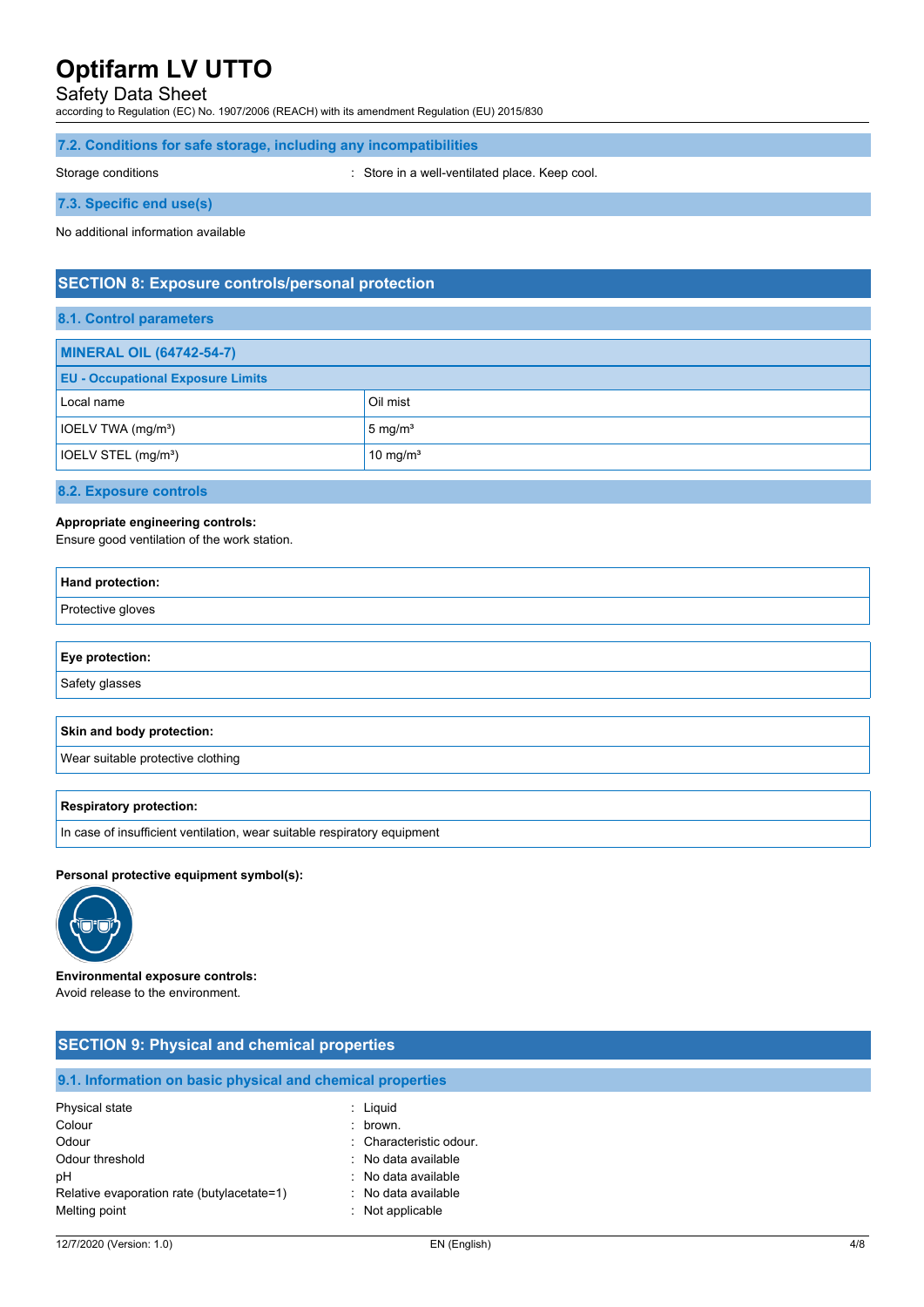### 7.2. Conditions for safe storage, including any incompatibilities

Storage conditions : Store in a well-ventilated place. Keep cool.

### 7.3. Specific end use(s)

No additional information available

## SECTION 8: Exposure controls/personal protection

### 8.1. Control parameters

| MINERAL OIL (64742-54-7) | |
|---|---|
| **EU - Occupational Exposure Limits** | |
| Local name | Oil mist |
| IOELV TWA (mg/m³) | 5 mg/m³ |
| IOELV STEL (mg/m³) | 10 mg/m³ |

### 8.2. Exposure controls

**Appropriate engineering controls:**
Ensure good ventilation of the work station.

**Hand protection:**
Protective gloves

**Eye protection:**
Safety glasses

**Skin and body protection:**
Wear suitable protective clothing

**Respiratory protection:**
In case of insufficient ventilation, wear suitable respiratory equipment

**Personal protective equipment symbol(s):**

**Environmental exposure controls:**
Avoid release to the environment.

## SECTION 9: Physical and chemical properties

### 9.1. Information on basic physical and chemical properties

| | |
|---|---|
| Physical state | : Liquid |
| Colour | : brown. |
| Odour | : Characteristic odour. |
| Odour threshold | : No data available |
| pH | : No data available |
| Relative evaporation rate (butylacetate=1) | : No data available |
| Melting point | : Not applicable |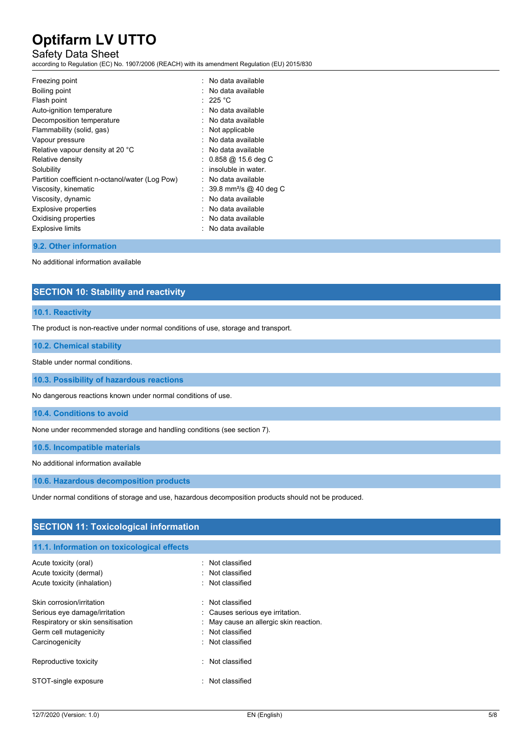| | |
|---|---|
| Freezing point | : No data available |
| Boiling point | : No data available |
| Flash point | : 225 °C |
| Auto-ignition temperature | : No data available |
| Decomposition temperature | : No data available |
| Flammability (solid, gas) | : Not applicable |
| Vapour pressure | : No data available |
| Relative vapour density at 20 °C | : No data available |
| Relative density | : 0.858 @ 15.6 deg C |
| Solubility | : insoluble in water. |
| Partition coefficient n-octanol/water (Log Pow) | : No data available |
| Viscosity, kinematic | : 39.8 $mm^2/s$ @ 40 deg C |
| Viscosity, dynamic | : No data available |
| Explosive properties | : No data available |
| Oxidising properties | : No data available |
| Explosive limits | : No data available |

### 9.2. Other information

No additional information available

## SECTION 10: Stability and reactivity

### 10.1. Reactivity

The product is non-reactive under normal conditions of use, storage and transport.

### 10.2. Chemical stability

Stable under normal conditions.

### 10.3. Possibility of hazardous reactions

No dangerous reactions known under normal conditions of use.

### 10.4. Conditions to avoid

None under recommended storage and handling conditions (see section 7).

### 10.5. Incompatible materials

No additional information available

### 10.6. Hazardous decomposition products

Under normal conditions of storage and use, hazardous decomposition products should not be produced.

## SECTION 11: Toxicological information

### 11.1. Information on toxicological effects

| | |
|---|---|
| Acute toxicity (oral) | : Not classified |
| Acute toxicity (dermal) | : Not classified |
| Acute toxicity (inhalation) | : Not classified |
| Skin corrosion/irritation | : Not classified |
| Serious eye damage/irritation | : Causes serious eye irritation. |
| Respiratory or skin sensitisation | : May cause an allergic skin reaction. |
| Germ cell mutagenicity | : Not classified |
| Carcinogenicity | : Not classified |
| Reproductive toxicity | : Not classified |
| STOT-single exposure | : Not classified |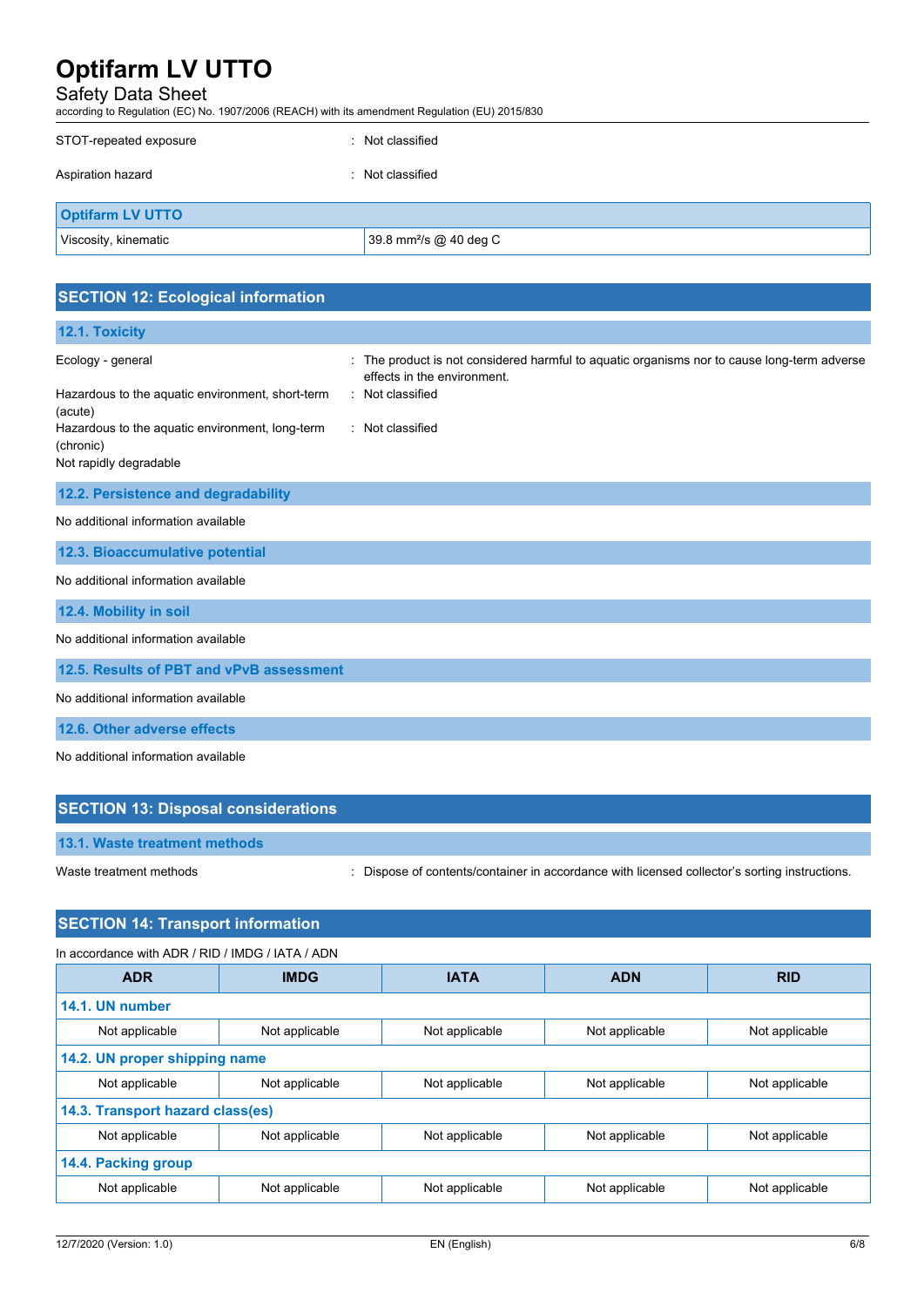STOT-repeated exposure : Not classified

Aspiration hazard : Not classified

| Optifarm LV UTTO | |
|---|---|
| Viscosity, kinematic | 39.8 $mm^2/s$ @ 40 deg C |

## SECTION 12: Ecological information

### 12.1. Toxicity

Ecology - general : The product is not considered harmful to aquatic organisms nor to cause long-term adverse effects in the environment.

Hazardous to the aquatic environment, short-term (acute) : Not classified

Hazardous to the aquatic environment, long-term (chronic) : Not classified

Not rapidly degradable

### 12.2. Persistence and degradability

No additional information available

### 12.3. Bioaccumulative potential

No additional information available

### 12.4. Mobility in soil

No additional information available

### 12.5. Results of PBT and vPvB assessment

No additional information available

### 12.6. Other adverse effects

No additional information available

## SECTION 13: Disposal considerations

### 13.1. Waste treatment methods

Waste treatment methods : Dispose of contents/container in accordance with licensed collector's sorting instructions.

## SECTION 14: Transport information

In accordance with ADR / RID / IMDG / IATA / ADN

| ADR | IMDG | IATA | ADN | RID |
|---|---|---|---|---|
| **14.1. UN number** | | | | |
| Not applicable | Not applicable | Not applicable | Not applicable | Not applicable |
| **14.2. UN proper shipping name** | | | | |
| Not applicable | Not applicable | Not applicable | Not applicable | Not applicable |
| **14.3. Transport hazard class(es)** | | | | |
| Not applicable | Not applicable | Not applicable | Not applicable | Not applicable |
| **14.4. Packing group** | | | | |
| Not applicable | Not applicable | Not applicable | Not applicable | Not applicable |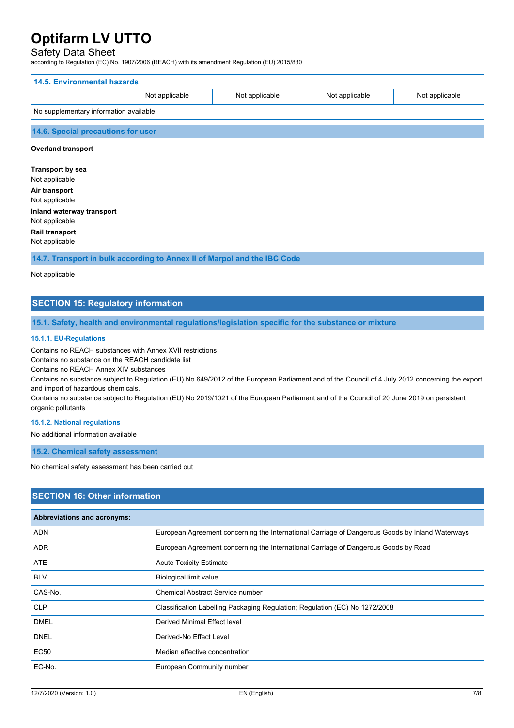### 14.5. Environmental hazards

| | | | | |
|---|---|---|---|---|
| | Not applicable | Not applicable | Not applicable | Not applicable |
| No supplementary information available | | | | |

### 14.6. Special precautions for user

**Overland transport**

**Transport by sea**
Not applicable

**Air transport**
Not applicable

**Inland waterway transport**
Not applicable

**Rail transport**
Not applicable

### 14.7. Transport in bulk according to Annex II of Marpol and the IBC Code

Not applicable

## SECTION 15: Regulatory information

### 15.1. Safety, health and environmental regulations/legislation specific for the substance or mixture

#### 15.1.1. EU-Regulations

Contains no REACH substances with Annex XVII restrictions
Contains no substance on the REACH candidate list
Contains no REACH Annex XIV substances
Contains no substance subject to Regulation (EU) No 649/2012 of the European Parliament and of the Council of 4 July 2012 concerning the export and import of hazardous chemicals.
Contains no substance subject to Regulation (EU) No 2019/1021 of the European Parliament and of the Council of 20 June 2019 on persistent organic pollutants

#### 15.1.2. National regulations

No additional information available

### 15.2. Chemical safety assessment

No chemical safety assessment has been carried out

## SECTION 16: Other information

| Abbreviations and acronyms: | |
|---|---|
| ADN | European Agreement concerning the International Carriage of Dangerous Goods by Inland Waterways |
| ADR | European Agreement concerning the International Carriage of Dangerous Goods by Road |
| ATE | Acute Toxicity Estimate |
| BLV | Biological limit value |
| CAS-No. | Chemical Abstract Service number |
| CLP | Classification Labelling Packaging Regulation; Regulation (EC) No 1272/2008 |
| DMEL | Derived Minimal Effect level |
| DNEL | Derived-No Effect Level |
| EC50 | Median effective concentration |
| EC-No. | European Community number |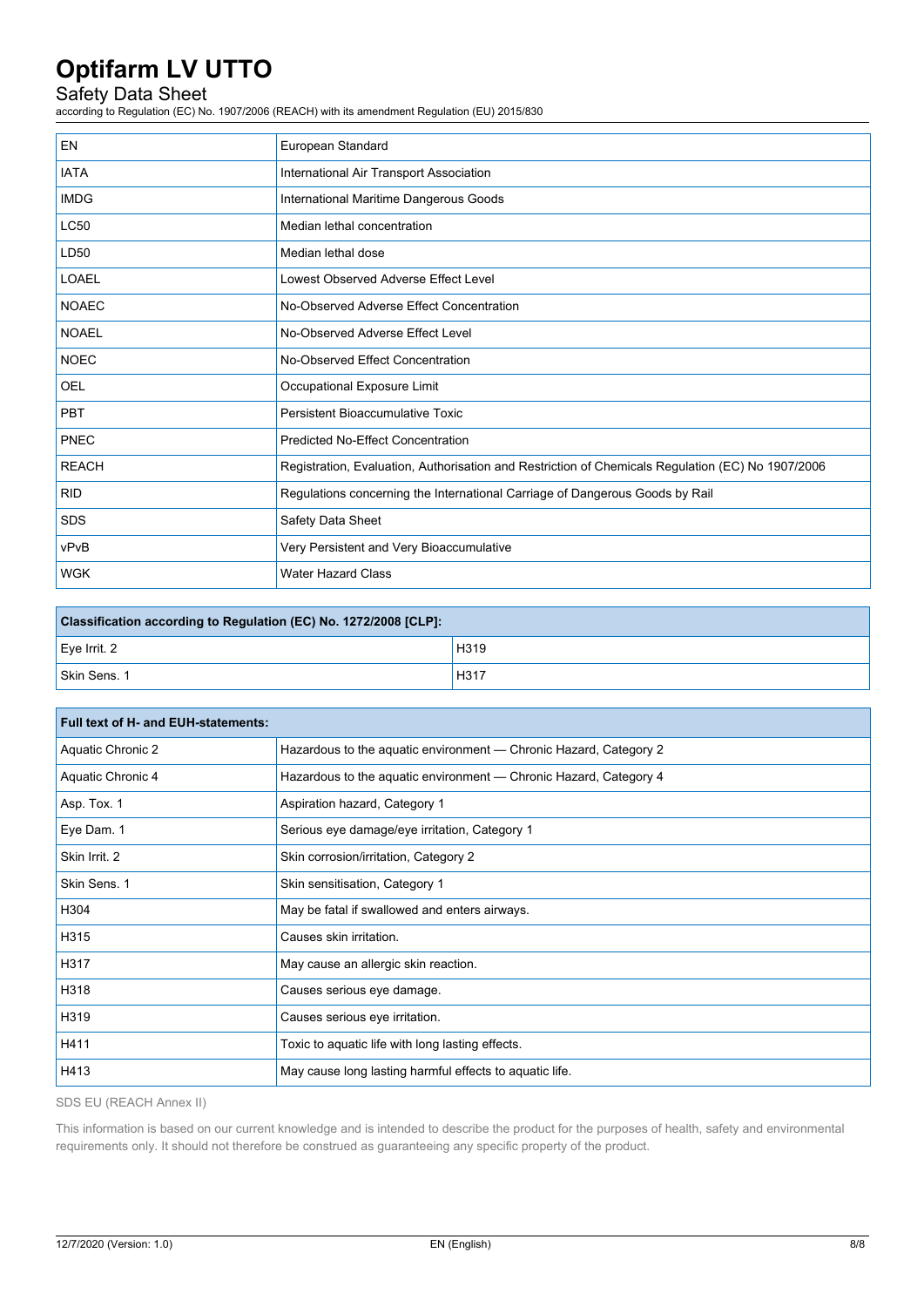| | |
|---|---|
| EN | European Standard |
| IATA | International Air Transport Association |
| IMDG | International Maritime Dangerous Goods |
| LC50 | Median lethal concentration |
| LD50 | Median lethal dose |
| LOAEL | Lowest Observed Adverse Effect Level |
| NOAEC | No-Observed Adverse Effect Concentration |
| NOAEL | No-Observed Adverse Effect Level |
| NOEC | No-Observed Effect Concentration |
| OEL | Occupational Exposure Limit |
| PBT | Persistent Bioaccumulative Toxic |
| PNEC | Predicted No-Effect Concentration |
| REACH | Registration, Evaluation, Authorisation and Restriction of Chemicals Regulation (EC) No 1907/2006 |
| RID | Regulations concerning the International Carriage of Dangerous Goods by Rail |
| SDS | Safety Data Sheet |
| vPvB | Very Persistent and Very Bioaccumulative |
| WGK | Water Hazard Class |

| **Classification according to Regulation (EC) No. 1272/2008 [CLP]:** | |
|---|---|
| Eye Irrit. 2 | H319 |
| Skin Sens. 1 | H317 |

| **Full text of H- and EUH-statements:** | |
|---|---|
| Aquatic Chronic 2 | Hazardous to the aquatic environment — Chronic Hazard, Category 2 |
| Aquatic Chronic 4 | Hazardous to the aquatic environment — Chronic Hazard, Category 4 |
| Asp. Tox. 1 | Aspiration hazard, Category 1 |
| Eye Dam. 1 | Serious eye damage/eye irritation, Category 1 |
| Skin Irrit. 2 | Skin corrosion/irritation, Category 2 |
| Skin Sens. 1 | Skin sensitisation, Category 1 |
| H304 | May be fatal if swallowed and enters airways. |
| H315 | Causes skin irritation. |
| H317 | May cause an allergic skin reaction. |
| H318 | Causes serious eye damage. |
| H319 | Causes serious eye irritation. |
| H411 | Toxic to aquatic life with long lasting effects. |
| H413 | May cause long lasting harmful effects to aquatic life. |

SDS EU (REACH Annex II)

This information is based on our current knowledge and is intended to describe the product for the purposes of health, safety and environmental requirements only. It should not therefore be construed as guaranteeing any specific property of the product.